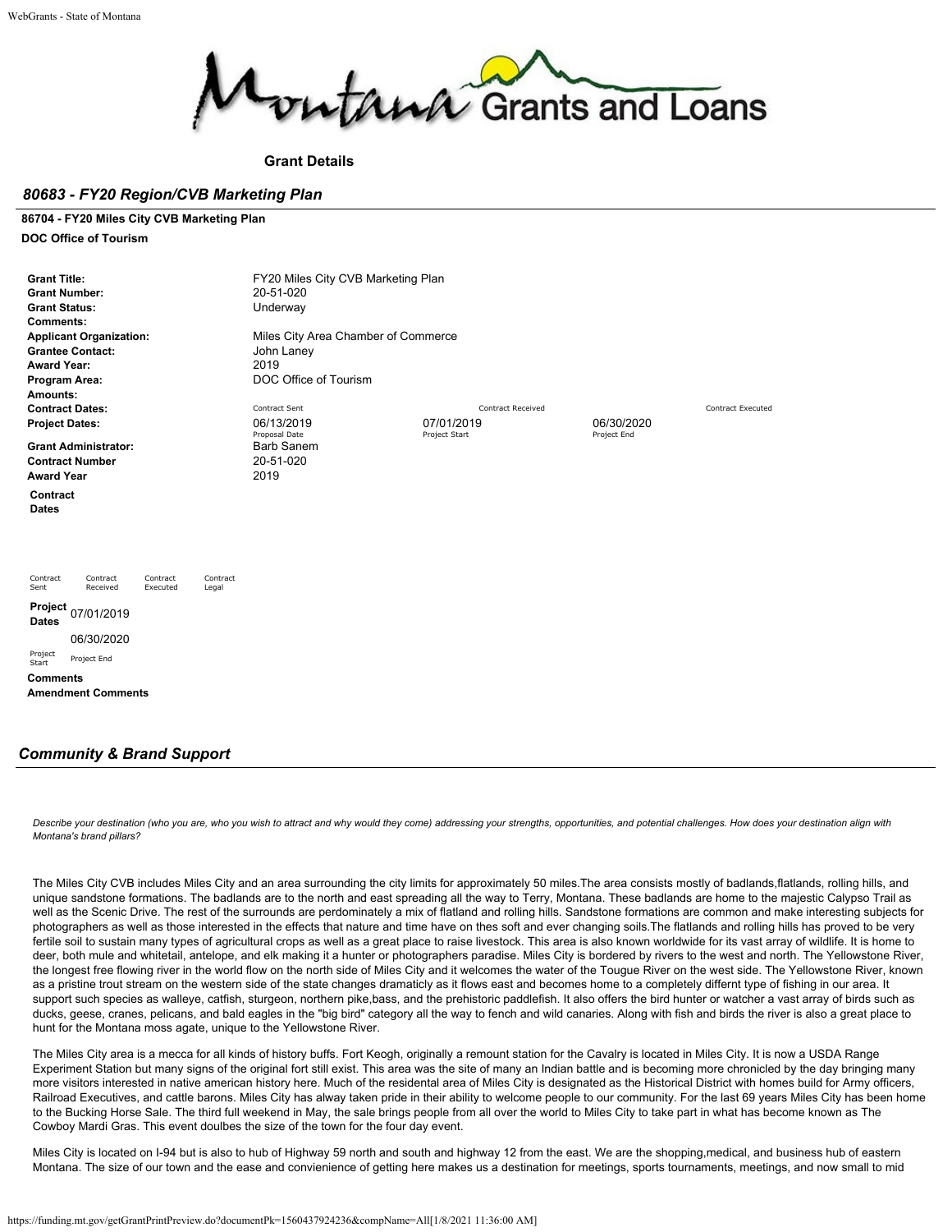**Grant Details**

## *80683 - FY20 Region/CVB Marketing Plan*

**86704 - FY20 Miles City CVB Marketing Plan**

**DOC Office of Tourism**

| | | | |
|---|---|---|---|
| **Grant Title:** | FY20 Miles City CVB Marketing Plan | | |
| **Grant Number:** | 20-51-020 | | |
| **Grant Status:** | Underway | | |
| **Comments:** | | | |
| **Applicant Organization:** | Miles City Area Chamber of Commerce | | |
| **Grantee Contact:** | John Laney | | |
| **Award Year:** | 2019 | | |
| **Program Area:** | DOC Office of Tourism | | |
| **Amounts:** | | | |
| **Contract Dates:** | Contract Sent | Contract Received | Contract Executed |
| **Project Dates:** | 06/13/2019<br>Proposal Date | 07/01/2019<br>Project Start | 06/30/2020<br>Project End |
| **Grant Administrator:** | Barb Sanem | | |
| **Contract Number** | 20-51-020 | | |
| **Award Year** | 2019 | | |

**Contract Dates**

| Contract Sent | Contract Received | Contract Executed | Contract Legal |
|---|---|---|---|
| | | | |

**Project Dates**

| 07/01/2019 | 06/30/2020 |
|---|---|
| Project Start | Project End |

**Comments**

**Amendment Comments**

## *Community & Brand Support*

*Describe your destination (who you are, who you wish to attract and why would they come) addressing your strengths, opportunities, and potential challenges. How does your destination align with Montana's brand pillars?*

The Miles City CVB includes Miles City and an area surrounding the city limits for approximately 50 miles.The area consists mostly of badlands,flatlands, rolling hills, and unique sandstone formations. The badlands are to the north and east spreading all the way to Terry, Montana. These badlands are home to the majestic Calypso Trail as well as the Scenic Drive. The rest of the surrounds are perdominately a mix of flatland and rolling hills. Sandstone formations are common and make interesting subjects for photographers as well as those interested in the effects that nature and time have on thes soft and ever changing soils.The flatlands and rolling hills has proved to be very fertile soil to sustain many types of agricultural crops as well as a great place to raise livestock. This area is also known worldwide for its vast array of wildlife. It is home to deer, both mule and whitetail, antelope, and elk making it a hunter or photographers paradise. Miles City is bordered by rivers to the west and north. The Yellowstone River, the longest free flowing river in the world flow on the north side of Miles City and it welcomes the water of the Tougue River on the west side. The Yellowstone River, known as a pristine trout stream on the western side of the state changes dramaticly as it flows east and becomes home to a completely differnt type of fishing in our area. It support such species as walleye, catfish, sturgeon, northern pike,bass, and the prehistoric paddlefish. It also offers the bird hunter or watcher a vast array of birds such as ducks, geese, cranes, pelicans, and bald eagles in the "big bird" category all the way to fench and wild canaries. Along with fish and birds the river is also a great place to hunt for the Montana moss agate, unique to the Yellowstone River.

The Miles City area is a mecca for all kinds of history buffs. Fort Keogh, originally a remount station for the Cavalry is located in Miles City. It is now a USDA Range Experiment Station but many signs of the original fort still exist. This area was the site of many an Indian battle and is becoming more chronicled by the day bringing many more visitors interested in native american history here. Much of the residental area of Miles City is designated as the Historical District with homes build for Army officers, Railroad Executives, and cattle barons. Miles City has alway taken pride in their ability to welcome people to our community. For the last 69 years Miles City has been home to the Bucking Horse Sale. The third full weekend in May, the sale brings people from all over the world to Miles City to take part in what has become known as The Cowboy Mardi Gras. This event doulbes the size of the town for the four day event.

Miles City is located on I-94 but is also to hub of Highway 59 north and south and highway 12 from the east. We are the shopping,medical, and business hub of eastern Montana. The size of our town and the ease and convienience of getting here makes us a destination for meetings, sports tournaments, meetings, and now small to mid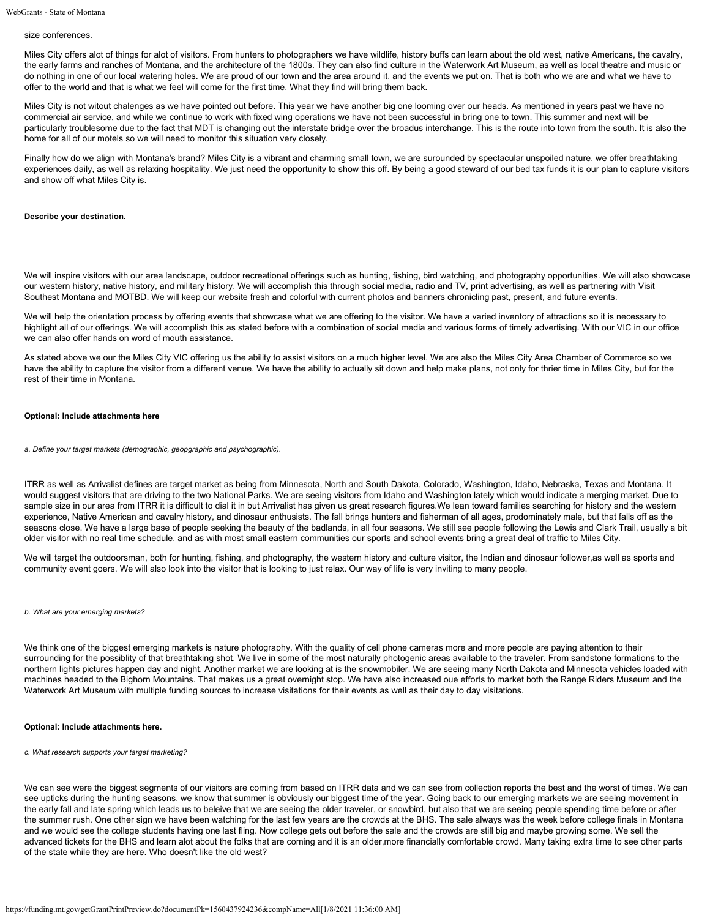size conferences.

Miles City offers alot of things for alot of visitors. From hunters to photographers we have wildlife, history buffs can learn about the old west, native Americans, the cavalry, the early farms and ranches of Montana, and the architecture of the 1800s. They can also find culture in the Waterwork Art Museum, as well as local theatre and music or do nothing in one of our local watering holes. We are proud of our town and the area around it, and the events we put on. That is both who we are and what we have to offer to the world and that is what we feel will come for the first time. What they find will bring them back.

Miles City is not witout chalenges as we have pointed out before. This year we have another big one looming over our heads. As mentioned in years past we have no commercial air service, and while we continue to work with fixed wing operations we have not been successful in bring one to town. This summer and next will be particularly troublesome due to the fact that MDT is changing out the interstate bridge over the broadus interchange. This is the route into town from the south. It is also the home for all of our motels so we will need to monitor this situation very closely.

Finally how do we align with Montana's brand? Miles City is a vibrant and charming small town, we are surounded by spectacular unspoiled nature, we offer breathtaking experiences daily, as well as relaxing hospitality. We just need the opportunity to show this off. By being a good steward of our bed tax funds it is our plan to capture visitors and show off what Miles City is.

**Describe your destination.**

We will inspire visitors with our area landscape, outdoor recreational offerings such as hunting, fishing, bird watching, and photography opportunities. We will also showcase our western history, native history, and military history. We will accomplish this through social media, radio and TV, print advertising, as well as partnering with Visit Southest Montana and MOTBD. We will keep our website fresh and colorful with current photos and banners chronicling past, present, and future events.

We will help the orientation process by offering events that showcase what we are offering to the visitor. We have a varied inventory of attractions so it is necessary to highlight all of our offerings. We will accomplish this as stated before with a combination of social media and various forms of timely advertising. With our VIC in our office we can also offer hands on word of mouth assistance.

As stated above we our the Miles City VIC offering us the ability to assist visitors on a much higher level. We are also the Miles City Area Chamber of Commerce so we have the ability to capture the visitor from a different venue. We have the ability to actually sit down and help make plans, not only for thrier time in Miles City, but for the rest of their time in Montana.

**Optional: Include attachments here**

*a. Define your target markets (demographic, geopgraphic and psychographic).*

ITRR as well as Arrivalist defines are target market as being from Minnesota, North and South Dakota, Colorado, Washington, Idaho, Nebraska, Texas and Montana. It would suggest visitors that are driving to the two National Parks. We are seeing visitors from Idaho and Washington lately which would indicate a merging market. Due to sample size in our area from ITRR it is difficult to dial it in but Arrivalist has given us great research figures.We lean toward families searching for history and the western experience, Native American and cavalry history, and dinosaur enthusists. The fall brings hunters and fisherman of all ages, prodominately male, but that falls off as the seasons close. We have a large base of people seeking the beauty of the badlands, in all four seasons. We still see people following the Lewis and Clark Trail, usually a bit older visitor with no real time schedule, and as with most small eastern communities our sports and school events bring a great deal of traffic to Miles City.

We will target the outdoorsman, both for hunting, fishing, and photography, the western history and culture visitor, the Indian and dinosaur follower,as well as sports and community event goers. We will also look into the visitor that is looking to just relax. Our way of life is very inviting to many people.

*b. What are your emerging markets?*

We think one of the biggest emerging markets is nature photography. With the quality of cell phone cameras more and more people are paying attention to their surrounding for the possiblity of that breathtaking shot. We live in some of the most naturally photogenic areas available to the traveler. From sandstone formations to the northern lights pictures happen day and night. Another market we are looking at is the snowmobiler. We are seeing many North Dakota and Minnesota vehicles loaded with machines headed to the Bighorn Mountains. That makes us a great overnight stop. We have also increased oue efforts to market both the Range Riders Museum and the Waterwork Art Museum with multiple funding sources to increase visitations for their events as well as their day to day visitations.

**Optional: Include attachments here.**

*c. What research supports your target marketing?*

We can see were the biggest segments of our visitors are coming from based on ITRR data and we can see from collection reports the best and the worst of times. We can see upticks during the hunting seasons, we know that summer is obviously our biggest time of the year. Going back to our emerging markets we are seeing movement in the early fall and late spring which leads us to beleive that we are seeing the older traveler, or snowbird, but also that we are seeing people spending time before or after the summer rush. One other sign we have been watching for the last few years are the crowds at the BHS. The sale always was the week before college finals in Montana and we would see the college students having one last fling. Now college gets out before the sale and the crowds are still big and maybe growing some. We sell the advanced tickets for the BHS and learn alot about the folks that are coming and it is an older,more financially comfortable crowd. Many taking extra time to see other parts of the state while they are here. Who doesn't like the old west?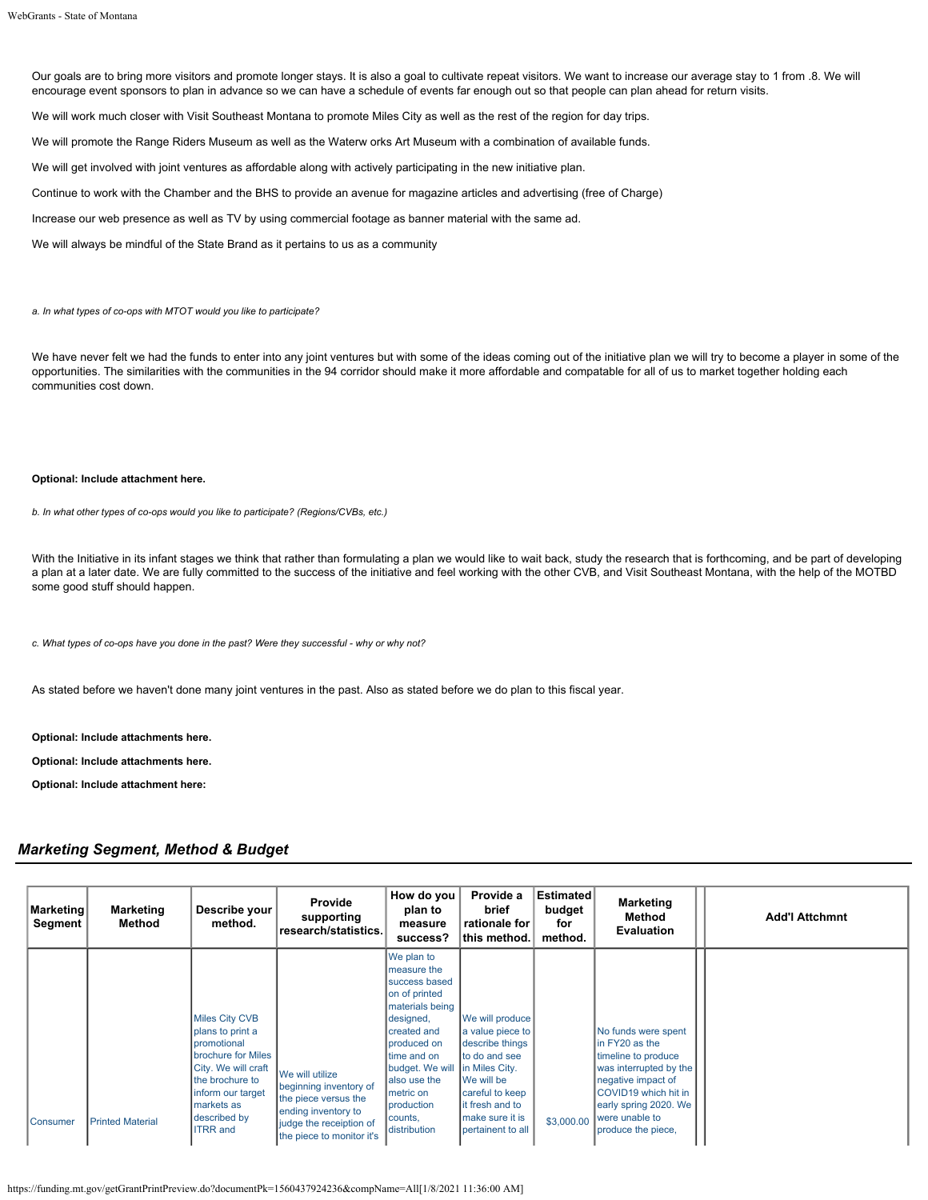Our goals are to bring more visitors and promote longer stays. It is also a goal to cultivate repeat visitors. We want to increase our average stay to 1 from .8. We will encourage event sponsors to plan in advance so we can have a schedule of events far enough out so that people can plan ahead for return visits.

We will work much closer with Visit Southeast Montana to promote Miles City as well as the rest of the region for day trips.

We will promote the Range Riders Museum as well as the Waterw orks Art Museum with a combination of available funds.

We will get involved with joint ventures as affordable along with actively participating in the new initiative plan.

Continue to work with the Chamber and the BHS to provide an avenue for magazine articles and advertising (free of Charge)

Increase our web presence as well as TV by using commercial footage as banner material with the same ad.

We will always be mindful of the State Brand as it pertains to us as a community

*a. In what types of co-ops with MTOT would you like to participate?*

We have never felt we had the funds to enter into any joint ventures but with some of the ideas coming out of the initiative plan we will try to become a player in some of the opportunities. The similarities with the communities in the 94 corridor should make it more affordable and compatable for all of us to market together holding each communities cost down.

**Optional: Include attachment here.**

*b. In what other types of co-ops would you like to participate? (Regions/CVBs, etc.)*

With the Initiative in its infant stages we think that rather than formulating a plan we would like to wait back, study the research that is forthcoming, and be part of developing a plan at a later date. We are fully committed to the success of the initiative and feel working with the other CVB, and Visit Southeast Montana, with the help of the MOTBD some good stuff should happen.

*c. What types of co-ops have you done in the past? Were they successful - why or why not?*

As stated before we haven't done many joint ventures in the past. Also as stated before we do plan to this fiscal year.

**Optional: Include attachments here.**

**Optional: Include attachments here.**

**Optional: Include attachment here:**

## *Marketing Segment, Method & Budget*

| Marketing Segment | Marketing Method | Describe your method. | Provide supporting research/statistics. | How do you plan to measure success? | Provide a brief rationale for this method. | Estimated budget for method. | Marketing Method Evaluation | | Add'l Attchmnt |
|---|---|---|---|---|---|---|---|---|---|
| Consumer | Printed Material | Miles City CVB plans to print a promotional brochure for Miles City. We will craft the brochure to inform our target markets as described by ITRR and | We will utilize beginning inventory of the piece versus the ending inventory to judge the receiption of the piece to monitor it's | We plan to measure the success based on of printed materials being designed, created and produced on time and on budget. We will also use the metric on production counts, distribution | We will produce a value piece to describe things to do and see in Miles City. We will be careful to keep it fresh and to make sure it is pertainent to all | $3,000.00 | No funds were spent in FY20 as the timeline to produce was interrupted by the negative impact of COVID19 which hit in early spring 2020. We were unable to produce the piece, | | |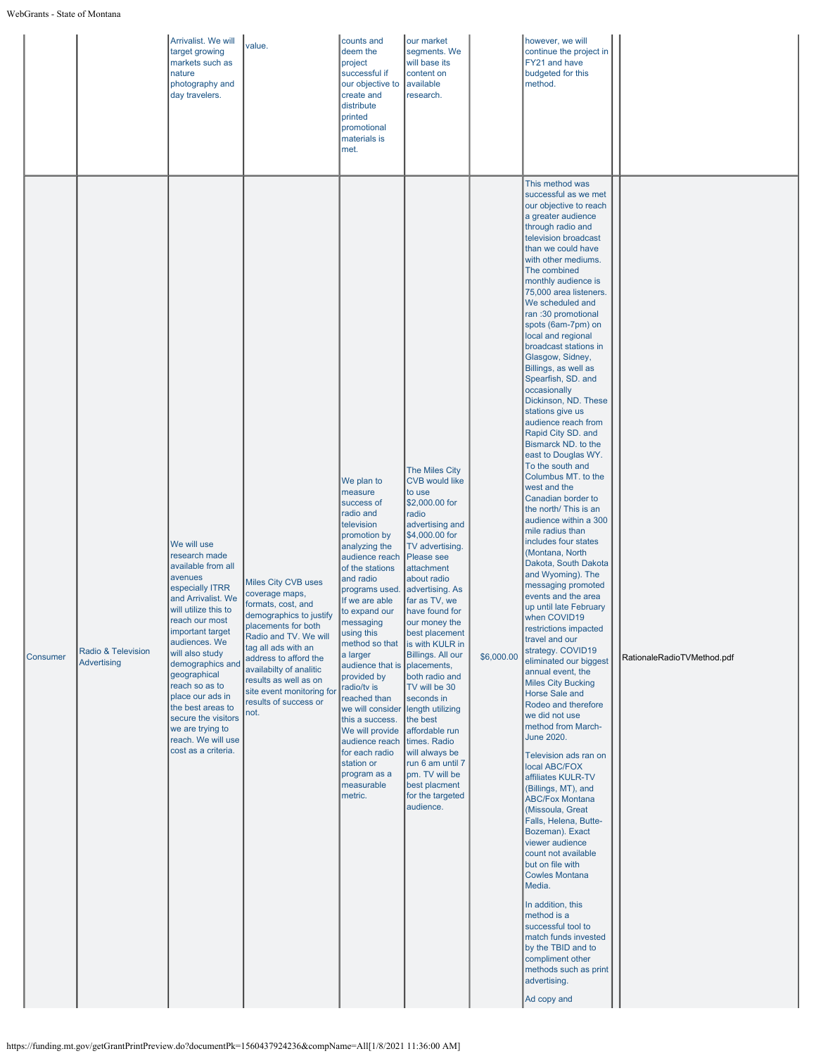| | | | | | | | | | |
|---|---|---|---|---|---|---|---|---|---|
| | | Arrivalist. We will target growing markets such as nature photography and day travelers. | value. | counts and deem the project successful if our objective to create and distribute printed promotional materials is met. | our market segments. We will base its content on available research. | | however, we will continue the project in FY21 and have budgeted for this method. | | |
| Consumer | Radio & Television Advertising | We will use research made available from all avenues especially ITRR and Arrivalist. We will utilize this to reach our most important target audiences. We will also study demographics and geographical reach so as to place our ads in the best areas to secure the visitors we are trying to reach. We will use cost as a criteria. | Miles City CVB uses coverage maps, formats, cost, and demographics to justify placements for both Radio and TV. We will tag all ads with an address to afford the availabilty of analitic results as well as on site event monitoring for results of success or not. | We plan to measure success of radio and television promotion by analyzing the audience reach of the stations and radio programs used. If we are able to expand our messaging using this method so that a larger audience that is provided by radio/tv is reached than we will consider this a success. We will provide audience reach for each radio station or program as a measurable metric. | The Miles City CVB would like to use $2,000.00 for radio advertising and $4,000.00 for TV advertising. Please see attachment about radio advertising. As far as TV, we have found for our money the best placement is with KULR in Billings. All our placements, both radio and TV will be 30 seconds in length utilizing the best affordable run times. Radio will always be run 6 am until 7 pm. TV will be best placment for the targeted audience. | $6,000.00 | This method was successful as we met our objective to reach a greater audience through radio and television broadcast than we could have with other mediums. The combined monthly audience is 75,000 area listeners. We scheduled and ran :30 promotional spots (6am-7pm) on local and regional broadcast stations in Glasgow, Sidney, Billings, as well as Spearfish, SD. and occasionally Dickinson, ND. These stations give us audience reach from Rapid City SD. and Bismarck ND. to the east to Douglas WY. To the south and Columbus MT. to the west and the Canadian border to the north/ This is an audience within a 300 mile radius than includes four states (Montana, North Dakota, South Dakota and Wyoming). The messaging promoted events and the area up until late February when COVID19 restrictions impacted travel and our strategy. COVID19 eliminated our biggest annual event, the Miles City Bucking Horse Sale and Rodeo and therefore we did not use method from March-June 2020.<br><br>Television ads ran on local ABC/FOX affiliates KULR-TV (Billings, MT), and ABC/Fox Montana (Missoula, Great Falls, Helena, Butte-Bozeman). Exact viewer audience count not available but on file with Cowles Montana Media.<br><br>In addition, this method is a successful tool to match funds invested by the TBID and to compliment other methods such as print advertising.<br><br>Ad copy and | | RationaleRadioTVMethod.pdf |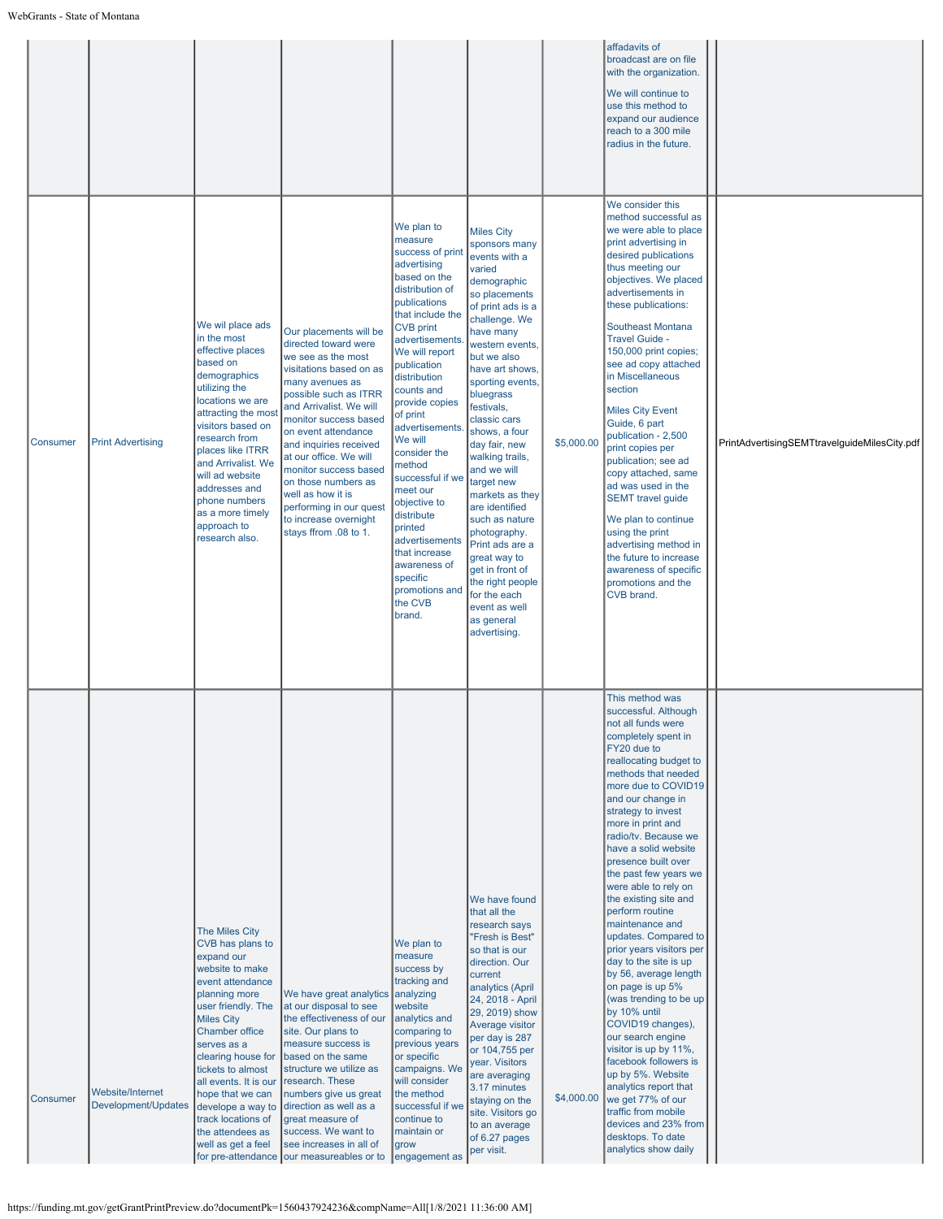| | | | | | | | | | |
|---|---|---|---|---|---|---|---|---|---|
| | | | | | | | affadavits of broadcast are on file with the organization.<br><br>We will continue to use this method to expand our audience reach to a 300 mile radius in the future. | | |
| Consumer | Print Advertising | We wil place ads in the most effective places based on demographics utilizing the locations we are attracting the most visitors based on research from places like ITRR and Arrivalist. We will ad website addresses and phone numbers as a more timely approach to research also. | Our placements will be directed toward were we see as the most visitations based on as many avenues as possible such as ITRR and Arrivalist. We will monitor success based on event attendance and inquiries received at our office. We will monitor success based on those numbers as well as how it is performing in our quest to increase overnight stays ffrom .08 to 1. | We plan to measure success of print advertising based on the distribution of publications that include the CVB print advertisements. We will report publication distribution counts and provide copies of print advertisements. We will consider the method successful if we meet our objective to distribute printed advertisements that increase awareness of specific promotions and the CVB brand. | Miles City sponsors many events with a varied demographic so placements of print ads is a challenge. We have many western events, but we also have art shows, sporting events, bluegrass festivals, classic cars shows, a four day fair, new walking trails, and we will target new markets as they are identified such as nature photography. Print ads are a great way to get in front of the right people for the each event as well as general advertising. | $5,000.00 | We consider this method successful as we were able to place print advertising in desired publications thus meeting our objectives. We placed advertisements in these publications:<br><br>Southeast Montana Travel Guide - 150,000 print copies; see ad copy attached in Miscellaneous section<br><br>Miles City Event Guide, 6 part publication - 2,500 print copies per publication; see ad copy attached, same ad was used in the SEMT travel guide<br><br>We plan to continue using the print advertising method in the future to increase awareness of specific promotions and the CVB brand. | | PrintAdvertisingSEMTtravelguideMilesCity.pdf |
| Consumer | Website/Internet Development/Updates | The Miles City CVB has plans to expand our website to make event attendance planning more user friendly. The Miles City Chamber office serves as a clearing house for tickets to almost all events. It is our hope that we can develope a way to track locations of the attendees as well as get a feel for pre-attendance | We have great analytics at our disposal to see the effectiveness of our site. Our plans to measure success is based on the same structure we utilize as research. These numbers give us great direction as well as a great measure of success. We want to see increases in all of our measureables or to | We plan to measure success by tracking and analyzing website analytics and comparing to previous years or specific campaigns. We will consider the method successful if we continue to maintain or grow engagement as | We have found that all the research says "Fresh is Best" so that is our direction. Our current analytics (April 24, 2018 - April 29, 2019) show Average visitor per day is 287 or 104,755 per year. Visitors are averaging 3.17 minutes staying on the site. Visitors go to an average of 6.27 pages per visit. | $4,000.00 | This method was successful. Although not all funds were completely spent in FY20 due to reallocating budget to methods that needed more due to COVID19 and our change in strategy to invest more in print and radio/tv. Because we have a solid website presence built over the past few years we were able to rely on the existing site and perform routine maintenance and updates. Compared to prior years visitors per day to the site is up by 56, average length on page is up 5% (was trending to be up by 10% until COVID19 changes), our search engine visitor is up by 11%, facebook followers is up by 5%. Website analytics report that we get 77% of our traffic from mobile devices and 23% from desktops. To date analytics show daily | | |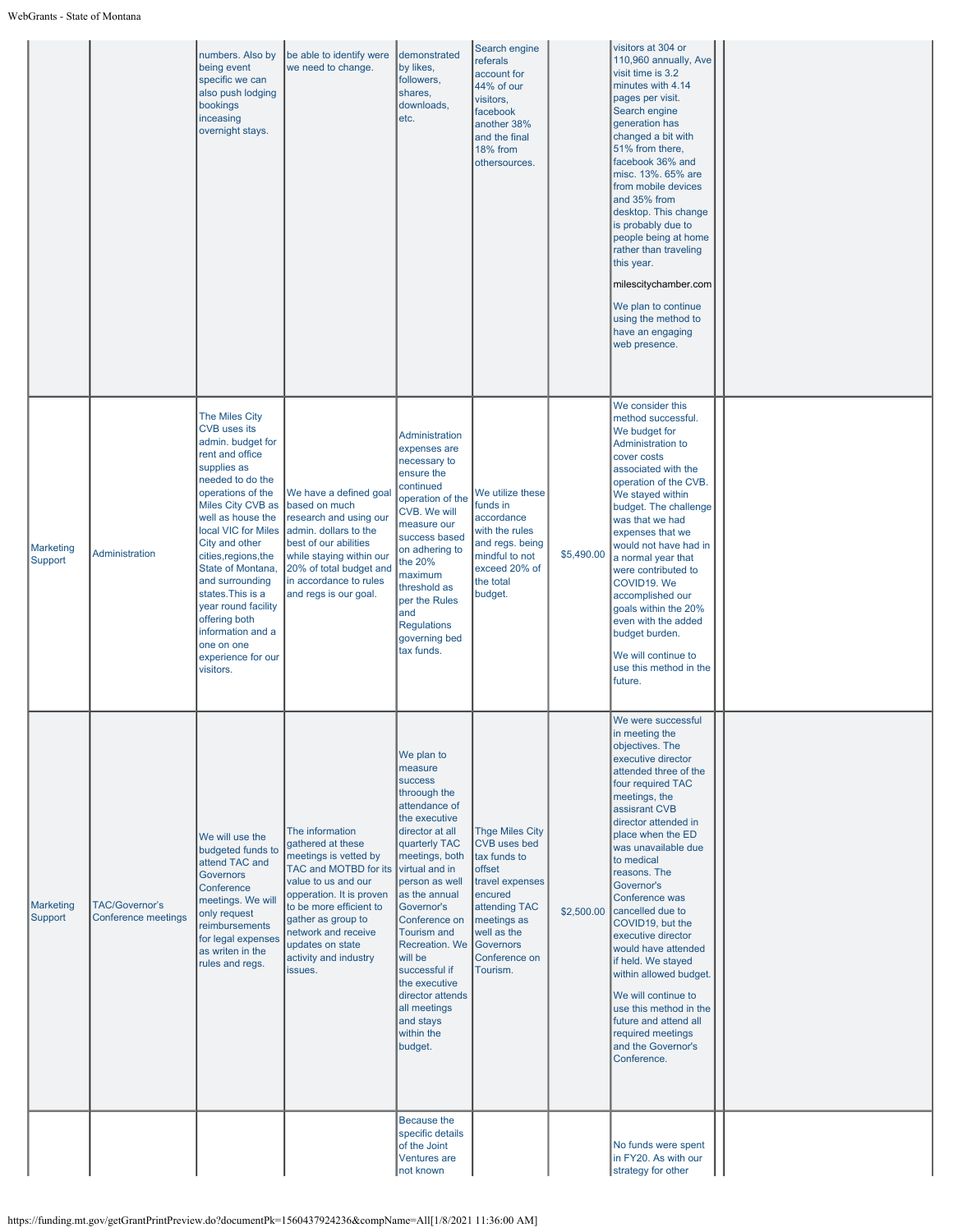| | | | | | | | | | |
|---|---|---|---|---|---|---|---|---|---|
| | | numbers. Also by being event specific we can also push lodging bookings inceasing overnight stays. | be able to identify were we need to change. | demonstrated by likes, followers, shares, downloads, etc. | Search engine referals account for 44% of our visitors, facebook another 38% and the final 18% from othersources. | | visitors at 304 or 110,960 annually, Ave visit time is 3.2 minutes with 4.14 pages per visit. Search engine generation has changed a bit with 51% from there, facebook 36% and misc. 13%. 65% are from mobile devices and 35% from desktop. This change is probably due to people being at home rather than traveling this year.<br><br>milescitychamber.com<br><br>We plan to continue using the method to have an engaging web presence. | | |
| Marketing Support | Administration | The Miles City CVB uses its admin. budget for rent and office supplies as needed to do the operations of the Miles City CVB as well as house the local VIC for Miles City and other cities,regions,the State of Montana, and surrounding states.This is a year round facility offering both information and a one on one experience for our visitors. | We have a defined goal based on much research and using our admin. dollars to the best of our abilities while staying within our 20% of total budget and in accordance to rules and regs is our goal. | Administration expenses are necessary to ensure the continued operation of the CVB. We will measure our success based on adhering to the 20% maximum threshold as per the Rules and Regulations governing bed tax funds. | We utilize these funds in accordance with the rules and regs. being mindful to not exceed 20% of the total budget. | $5,490.00 | We consider this method successful. We budget for Administration to cover costs associated with the operation of the CVB. We stayed within budget. The challenge was that we had expenses that we would not have had in a normal year that were contributed to COVID19. We accomplished our goals within the 20% even with the added budget burden.<br><br>We will continue to use this method in the future. | | |
| Marketing Support | TAC/Governor's Conference meetings | We will use the budgeted funds to attend TAC and Governors Conference meetings. We will only request reimbursements for legal expenses as writen in the rules and regs. | The information gathered at these meetings is vetted by TAC and MOTBD for its value to us and our opperation. It is proven to be more efficient to gather as group to network and receive updates on state activity and industry issues. | We plan to measure success througth the attendance of the executive director at all quarterly TAC meetings, both virtual and in person as well as the annual Governor's Conference on Tourism and Recreation. We will be successful if the executive director attends all meetings and stays within the budget. | Thge Miles City CVB uses bed tax funds to offset travel expenses encured attending TAC meetings as well as the Governors Conference on Tourism. | $2,500.00 | We were successful in meeting the objectives. The executive director attended three of the four required TAC meetings, the assisrant CVB director attended in place when the ED was unavailable due to medical reasons. The Governor's Conference was cancelled due to COVID19, but the executive director would have attended if held. We stayed within allowed budget.<br><br>We will continue to use this method in the future and attend all required meetings and the Governor's Conference. | | |
| | | | | Because the specific details of the Joint Ventures are not known | | | No funds were spent in FY20. As with our strategy for other | | |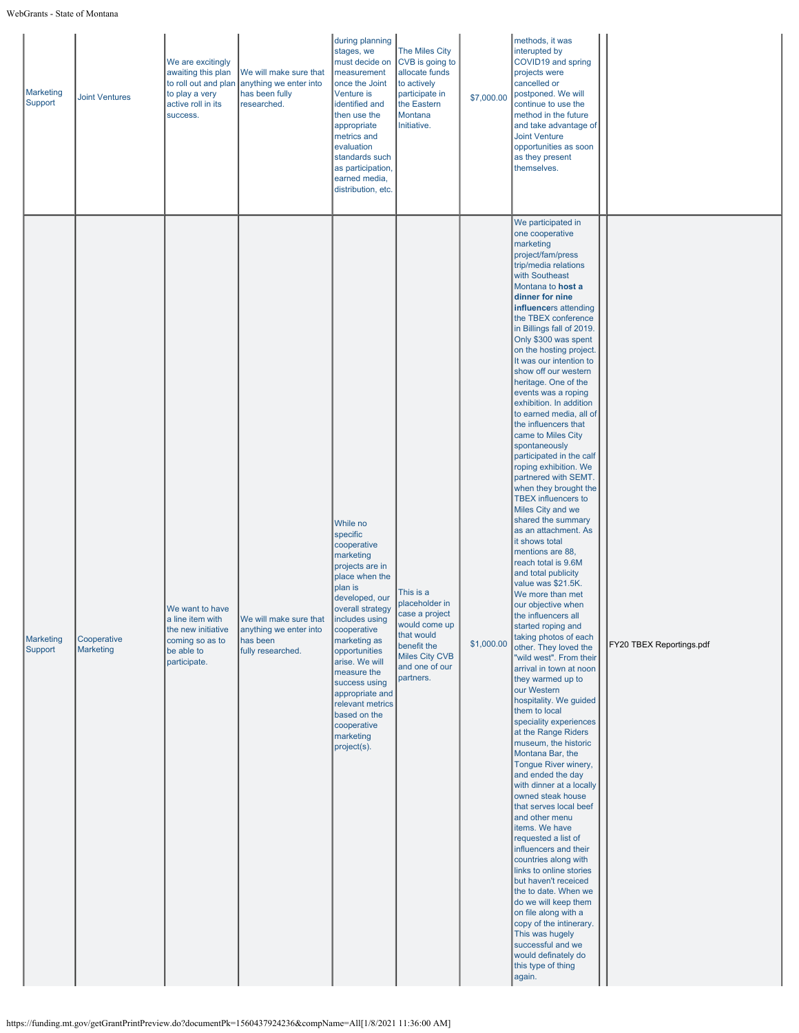| | | | | | | | | | |
|---|---|---|---|---|---|---|---|---|---|
| Marketing Support | Joint Ventures | We are excitingly awaiting this plan to roll out and plan to play a very active roll in its success. | We will make sure that anything we enter into has been fully researched. | during planning stages, we must decide on measurement once the Joint Venture is identified and then use the appropriate metrics and evaluation standards such as participation, earned media, distribution, etc. | The Miles City CVB is going to allocate funds to actively participate in the Eastern Montana Initiative. | $7,000.00 | methods, it was interupted by COVID19 and spring projects were cancelled or postponed. We will continue to use the method in the future and take advantage of Joint Venture opportunities as soon as they present themselves. | | |
| Marketing Support | Cooperative Marketing | We want to have a line item with the new initiative coming so as to be able to participate. | We will make sure that anything we enter into has been fully researched. | While no specific cooperative marketing projects are in place when the plan is developed, our overall strategy includes using cooperative marketing as opportunities arise. We will measure the success using appropriate and relevant metrics based on the cooperative marketing project(s). | This is a placeholder in case a project would come up that would benefit the Miles City CVB and one of our partners. | $1,000.00 | We participated in one cooperative marketing project/fam/press trip/media relations with Southeast Montana to **host a dinner for nine influencer**s attending the TBEX conference in Billings fall of 2019. Only $300 was spent on the hosting project. It was our intention to show off our western heritage. One of the events was a roping exhibition. In addition to earned media, all of the influencers that came to Miles City spontaneously participated in the calf roping exhibition. We partnered with SEMT. when they brought the TBEX influencers to Miles City and we shared the summary as an attachment. As it shows total mentions are 88, reach total is 9.6M and total publicity value was $21.5K. We more than met our objective when the influencers all started roping and taking photos of each other. They loved the "wild west". From their arrival in town at noon they warmed up to our Western hospitality. We guided them to local speciality experiences at the Range Riders museum, the historic Montana Bar, the Tongue River winery, and ended the day with dinner at a locally owned steak house that serves local beef and other menu items. We have requested a list of influencers and their countries along with links to online stories but haven't receiced the to date. When we do we will keep them on file along with a copy of the intinerary. This was hugely successful and we would definately do this type of thing again. | | FY20 TBEX Reportings.pdf |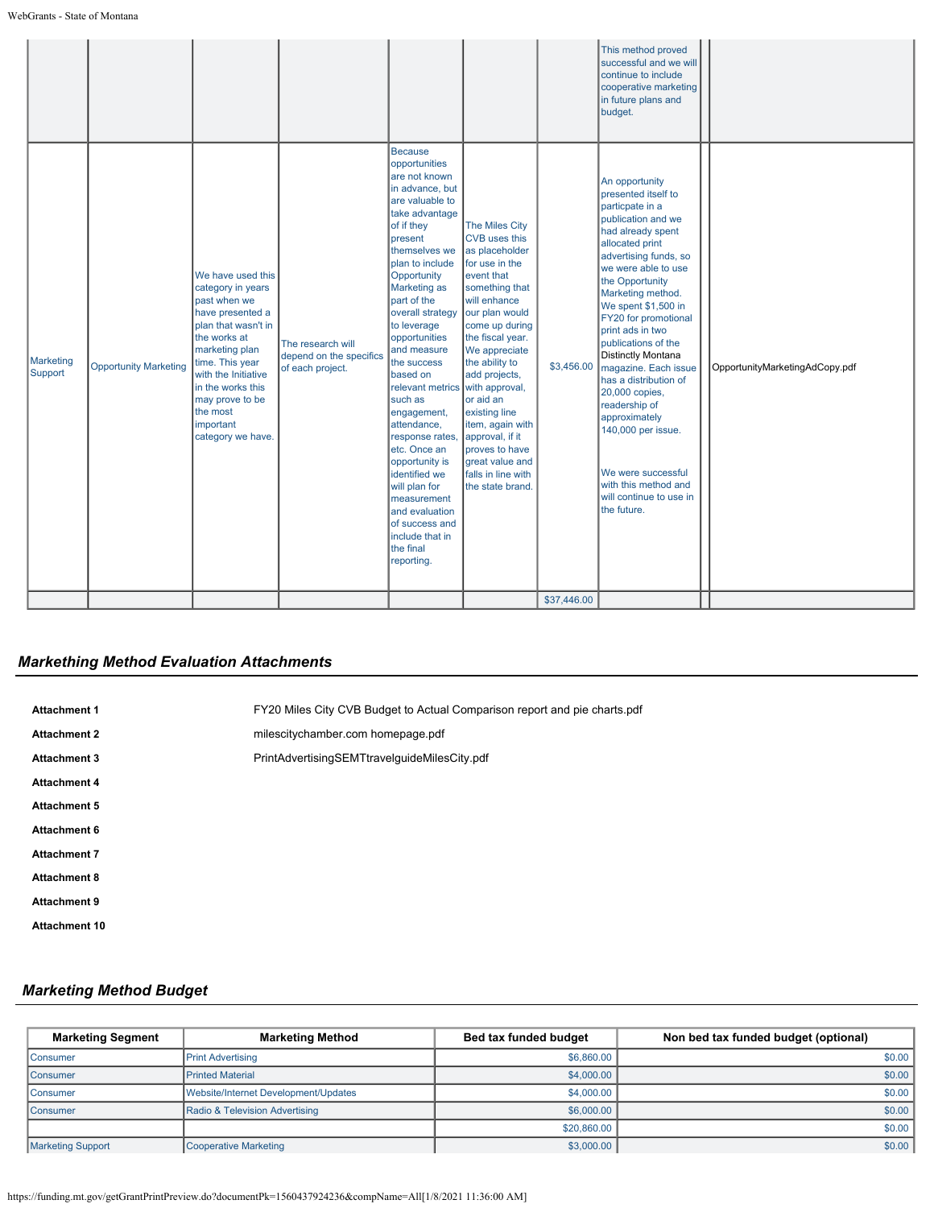| | | | | | | | | | |
|---|---|---|---|---|---|---|---|---|---|
| | | | | | | | This method proved successful and we will continue to include cooperative marketing in future plans and budget. | | |
| Marketing Support | Opportunity Marketing | We have used this category in years past when we have presented a plan that wasn't in the works at marketing plan time. This year with the Initiative in the works this may prove to be the most important category we have. | The research will depend on the specifics of each project. | Because opportunities are not known in advance, but are valuable to take advantage of if they present themselves we plan to include Opportunity Marketing as part of the overall strategy to leverage opportunities and measure the success based on relevant metrics such as engagement, attendance, response rates, etc. Once an opportunity is identified we will plan for measurement and evaluation of success and include that in the final reporting. | The Miles City CVB uses this as placeholder for use in the event that something that will enhance our plan would come up during the fiscal year. We appreciate the ability to add projects, with approval, or aid an existing line item, again with approval, if it proves to have great value and falls in line with the state brand. | $3,456.00 | An opportunity presented itself to particpate in a publication and we had already spent allocated print advertising funds, so we were able to use the Opportunity Marketing method. We spent $1,500 in FY20 for promotional print ads in two publications of the Distinctly Montana magazine. Each issue has a distribution of 20,000 copies, readership of approximately 140,000 per issue. We were successful with this method and will continue to use in the future. | | OpportunityMarketingAdCopy.pdf |
| | | | | | | $37,446.00 | | | |

## *Markething Method Evaluation Attachments*

| | |
|---|---|
| **Attachment 1** | FY20 Miles City CVB Budget to Actual Comparison report and pie charts.pdf |
| **Attachment 2** | milescitychamber.com homepage.pdf |
| **Attachment 3** | PrintAdvertisingSEMTtravelguideMilesCity.pdf |
| **Attachment 4** | |
| **Attachment 5** | |
| **Attachment 6** | |
| **Attachment 7** | |
| **Attachment 8** | |
| **Attachment 9** | |
| **Attachment 10** | |

## *Marketing Method Budget*

| Marketing Segment | Marketing Method | Bed tax funded budget | Non bed tax funded budget (optional) |
|---|---|---|---|
| Consumer | Print Advertising | $6,860.00 | $0.00 |
| Consumer | Printed Material | $4,000.00 | $0.00 |
| Consumer | Website/Internet Development/Updates | $4,000.00 | $0.00 |
| Consumer | Radio & Television Advertising | $6,000.00 | $0.00 |
| | | $20,860.00 | $0.00 |
| Marketing Support | Cooperative Marketing | $3,000.00 | $0.00 |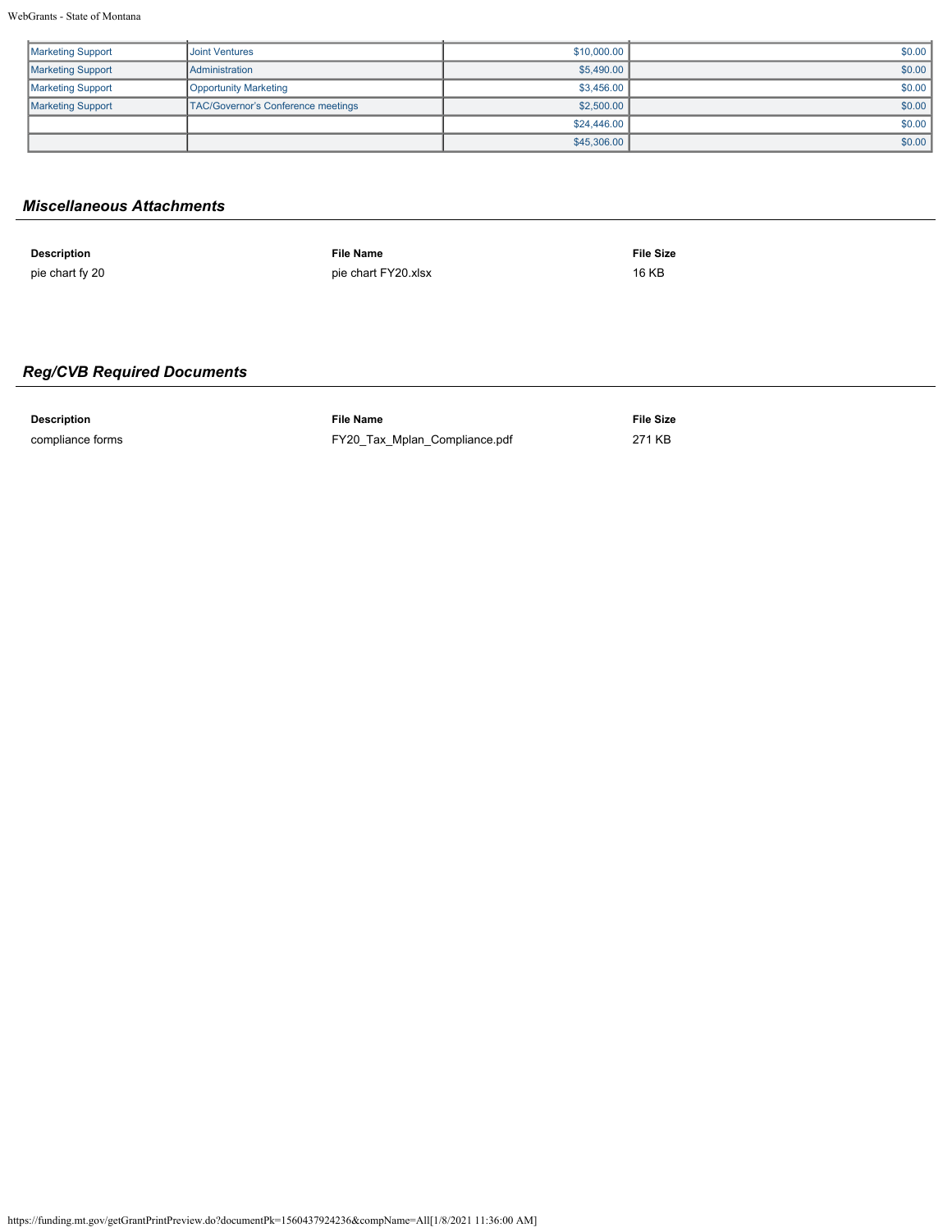| | | | |
|---|---|---|---|
| Marketing Support | Joint Ventures | $10,000.00 | $0.00 |
| Marketing Support | Administration | $5,490.00 | $0.00 |
| Marketing Support | Opportunity Marketing | $3,456.00 | $0.00 |
| Marketing Support | TAC/Governor's Conference meetings | $2,500.00 | $0.00 |
| | | $24,446.00 | $0.00 |
| | | $45,306.00 | $0.00 |

## *Miscellaneous Attachments*

| Description | File Name | File Size |
|---|---|---|
| pie chart fy 20 | pie chart FY20.xlsx | 16 KB |

## *Reg/CVB Required Documents*

| Description | File Name | File Size |
|---|---|---|
| compliance forms | FY20_Tax_Mplan_Compliance.pdf | 271 KB |